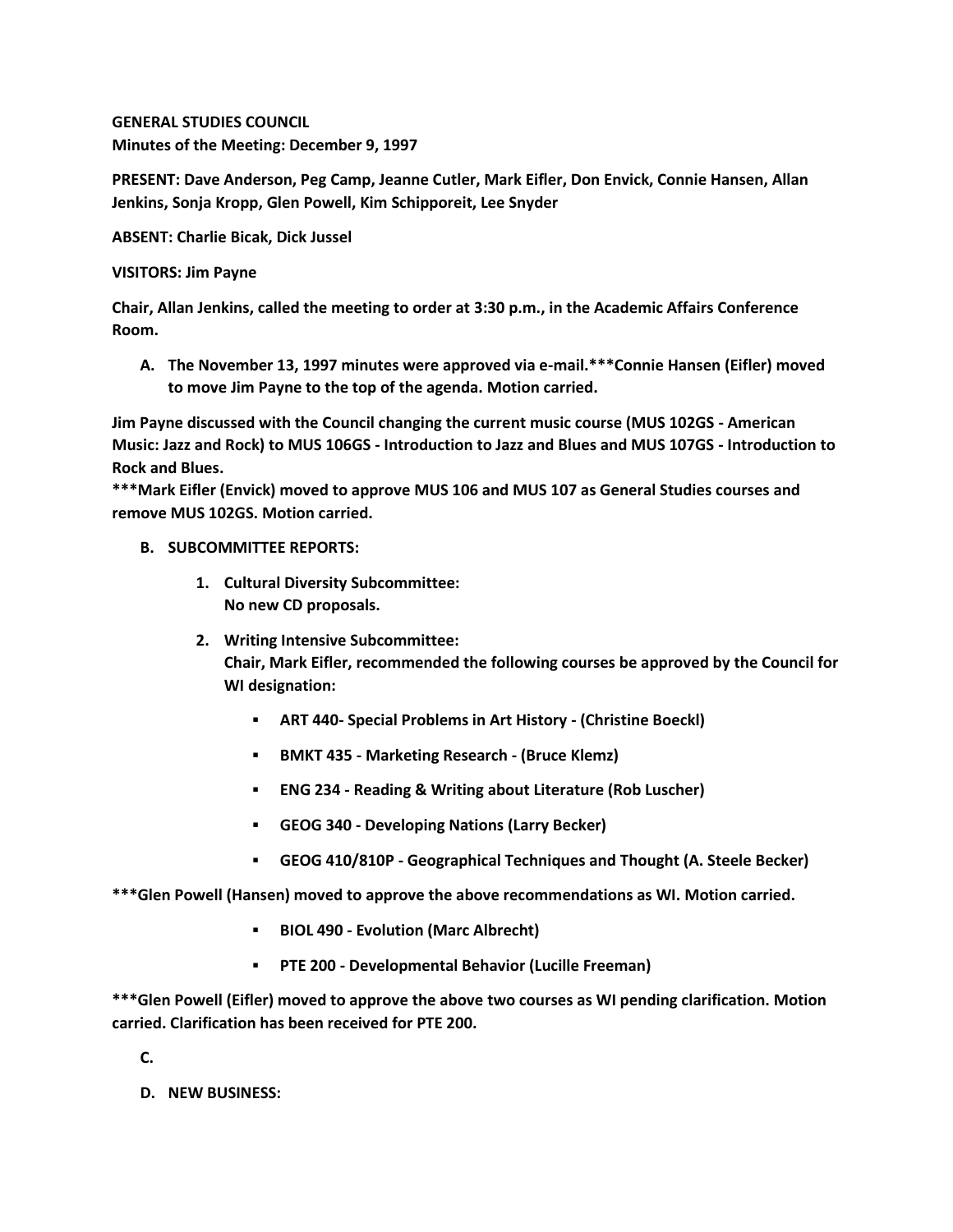**GENERAL STUDIES COUNCIL**
**Minutes of the Meeting: December 9, 1997**

**PRESENT: Dave Anderson, Peg Camp, Jeanne Cutler, Mark Eifler, Don Envick, Connie Hansen, Allan Jenkins, Sonja Kropp, Glen Powell, Kim Schipporeit, Lee Snyder**

**ABSENT: Charlie Bicak, Dick Jussel**

**VISITORS: Jim Payne**

**Chair, Allan Jenkins, called the meeting to order at 3:30 p.m., in the Academic Affairs Conference Room.**

**A. The November 13, 1997 minutes were approved via e-mail.***Connie Hansen (Eifler) moved to move Jim Payne to the top of the agenda. Motion carried.**

**Jim Payne discussed with the Council changing the current music course (MUS 102GS - American Music: Jazz and Rock) to MUS 106GS - Introduction to Jazz and Blues and MUS 107GS - Introduction to Rock and Blues.**
*****Mark Eifler (Envick) moved to approve MUS 106 and MUS 107 as General Studies courses and remove MUS 102GS. Motion carried.**

**B. SUBCOMMITTEE REPORTS:**

1. **Cultural Diversity Subcommittee:**
   **No new CD proposals.**

2. **Writing Intensive Subcommittee:**
   **Chair, Mark Eifler, recommended the following courses be approved by the Council for WI designation:**

   - **ART 440- Special Problems in Art History - (Christine Boeckl)**
   - **BMKT 435 - Marketing Research - (Bruce Klemz)**
   - **ENG 234 - Reading & Writing about Literature (Rob Luscher)**
   - **GEOG 340 - Developing Nations (Larry Becker)**
   - **GEOG 410/810P - Geographical Techniques and Thought (A. Steele Becker)**

*****Glen Powell (Hansen) moved to approve the above recommendations as WI. Motion carried.**

   - **BIOL 490 - Evolution (Marc Albrecht)**
   - **PTE 200 - Developmental Behavior (Lucille Freeman)**

*****Glen Powell (Eifler) moved to approve the above two courses as WI pending clarification. Motion carried. Clarification has been received for PTE 200.**

**C.**

**D. NEW BUSINESS:**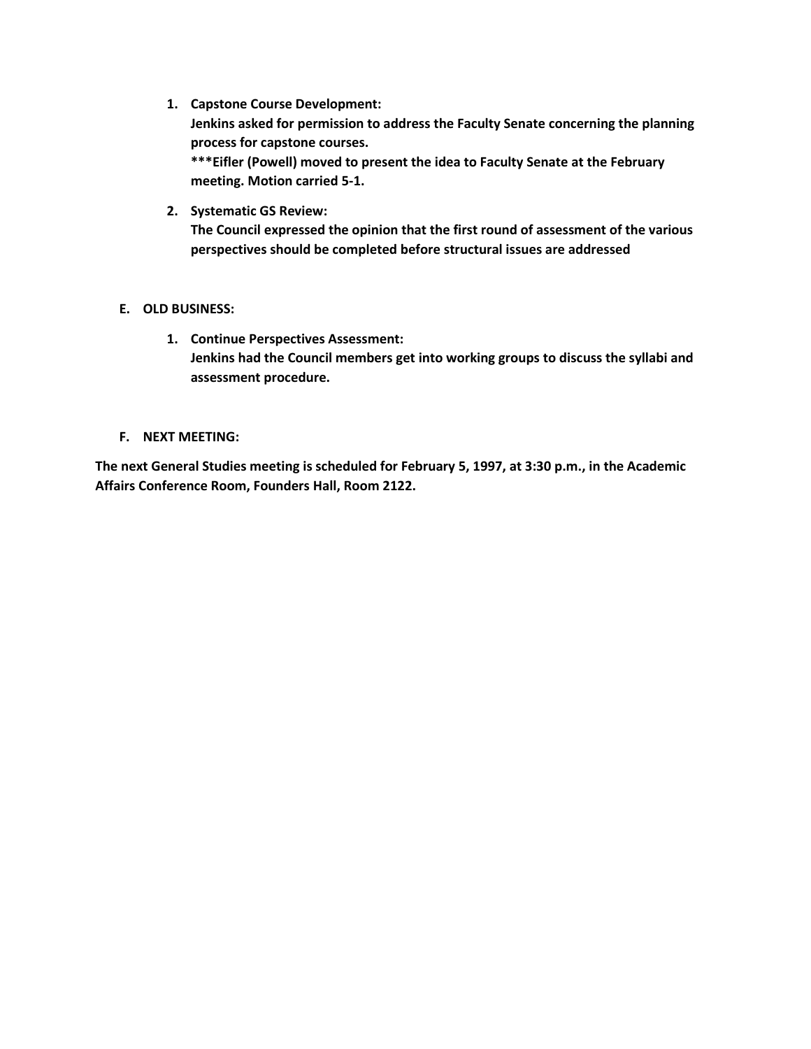1. **Capstone Course Development:**
   **Jenkins asked for permission to address the Faculty Senate concerning the planning process for capstone courses.**
   **\*\*\*Eifler (Powell) moved to present the idea to Faculty Senate at the February meeting. Motion carried 5-1.**

2. **Systematic GS Review:**
   **The Council expressed the opinion that the first round of assessment of the various perspectives should be completed before structural issues are addressed**

**E. OLD BUSINESS:**

1. **Continue Perspectives Assessment:**
   **Jenkins had the Council members get into working groups to discuss the syllabi and assessment procedure.**

**F. NEXT MEETING:**

**The next General Studies meeting is scheduled for February 5, 1997, at 3:30 p.m., in the Academic Affairs Conference Room, Founders Hall, Room 2122.**